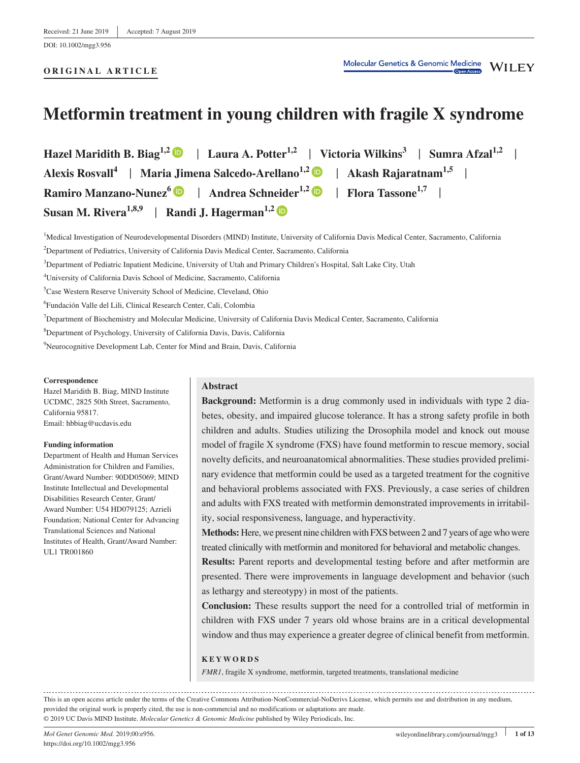Received: 21 June 2019 | Accepted: 7 August 2019

DOI: 10.1002/mgg3.956

**ORIGINAL ARTICLE**

# Metformin treatment in young children with fragile X syndrome

**Hazel Maridith B. Biag**[1,2] | **Laura A. Potter**[1,2] | **Victoria Wilkins**[3] | **Sumra Afzal**[1,2] | **Alexis Rosvall**[4] | **Maria Jimena Salcedo-Arellano**[1,2] | **Akash Rajaratnam**[1,5] | **Ramiro Manzano-Nunez**[6] | **Andrea Schneider**[1,2] | **Flora Tassone**[1,7] | **Susan M. Rivera**[1,8,9] | **Randi J. Hagerman**[1,2]

[1]Medical Investigation of Neurodevelopmental Disorders (MIND) Institute, University of California Davis Medical Center, Sacramento, California

[2]Department of Pediatrics, University of California Davis Medical Center, Sacramento, California

[3]Department of Pediatric Inpatient Medicine, University of Utah and Primary Children's Hospital, Salt Lake City, Utah

[4]University of California Davis School of Medicine, Sacramento, California

[5]Case Western Reserve University School of Medicine, Cleveland, Ohio

[6]Fundación Valle del Lili, Clinical Research Center, Cali, Colombia

[7]Department of Biochemistry and Molecular Medicine, University of California Davis Medical Center, Sacramento, California

[8]Department of Psychology, University of California Davis, Davis, California

[9]Neurocognitive Development Lab, Center for Mind and Brain, Davis, California

**Correspondence**

Hazel Maridith B. Biag, MIND Institute UCDMC, 2825 50th Street, Sacramento, California 95817.

Email: hbbiag@ucdavis.edu

**Funding information**

Department of Health and Human Services Administration for Children and Families, Grant/Award Number: 90DD05069; MIND Institute Intellectual and Developmental Disabilities Research Center, Grant/Award Number: U54 HD079125; Azrieli Foundation; National Center for Advancing Translational Sciences and National Institutes of Health, Grant/Award Number: UL1 TR001860

## Abstract

**Background:** Metformin is a drug commonly used in individuals with type 2 diabetes, obesity, and impaired glucose tolerance. It has a strong safety profile in both children and adults. Studies utilizing the Drosophila model and knock out mouse model of fragile X syndrome (FXS) have found metformin to rescue memory, social novelty deficits, and neuroanatomical abnormalities. These studies provided preliminary evidence that metformin could be used as a targeted treatment for the cognitive and behavioral problems associated with FXS. Previously, a case series of children and adults with FXS treated with metformin demonstrated improvements in irritability, social responsiveness, language, and hyperactivity.

**Methods:** Here, we present nine children with FXS between 2 and 7 years of age who were treated clinically with metformin and monitored for behavioral and metabolic changes.

**Results:** Parent reports and developmental testing before and after metformin are presented. There were improvements in language development and behavior (such as lethargy and stereotypy) in most of the patients.

**Conclusion:** These results support the need for a controlled trial of metformin in children with FXS under 7 years old whose brains are in a critical developmental window and thus may experience a greater degree of clinical benefit from metformin.

**KEYWORDS**

*FMR1*, fragile X syndrome, metformin, targeted treatments, translational medicine

This is an open access article under the terms of the Creative Commons Attribution-NonCommercial-NoDerivs License, which permits use and distribution in any medium, provided the original work is properly cited, the use is non-commercial and no modifications or adaptations are made.

© 2019 UC Davis MIND Institute. *Molecular Genetics & Genomic Medicine* published by Wiley Periodicals, Inc.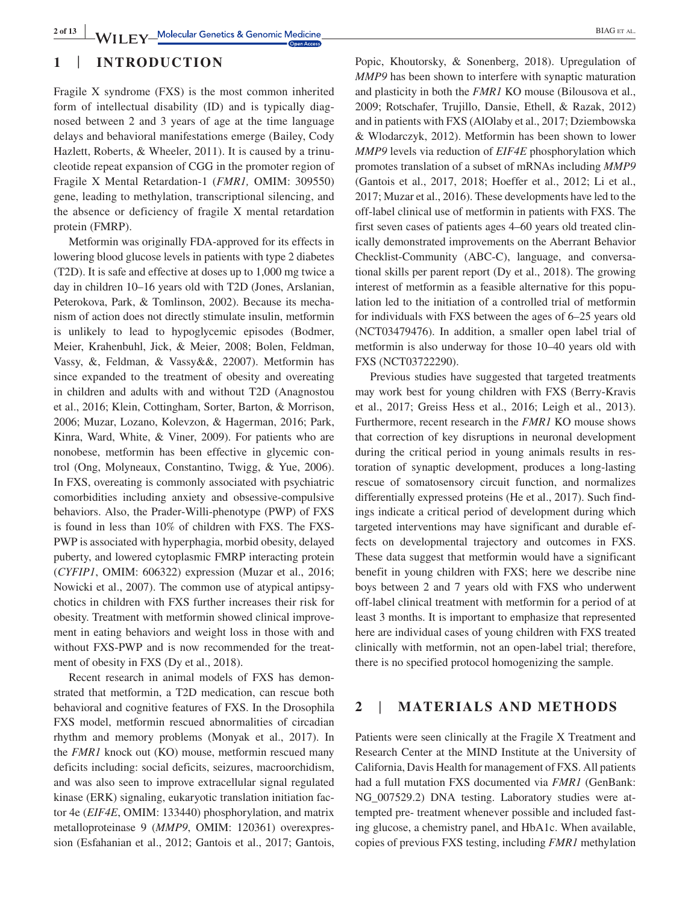## 1 | INTRODUCTION

Fragile X syndrome (FXS) is the most common inherited form of intellectual disability (ID) and is typically diagnosed between 2 and 3 years of age at the time language delays and behavioral manifestations emerge (Bailey, Cody Hazlett, Roberts, & Wheeler, 2011). It is caused by a trinucleotide repeat expansion of CGG in the promoter region of Fragile X Mental Retardation-1 (*FMR1,* OMIM: 309550) gene, leading to methylation, transcriptional silencing, and the absence or deficiency of fragile X mental retardation protein (FMRP).

Metformin was originally FDA-approved for its effects in lowering blood glucose levels in patients with type 2 diabetes (T2D). It is safe and effective at doses up to 1,000 mg twice a day in children 10–16 years old with T2D (Jones, Arslanian, Peterokova, Park, & Tomlinson, 2002). Because its mechanism of action does not directly stimulate insulin, metformin is unlikely to lead to hypoglycemic episodes (Bodmer, Meier, Krahenbuhl, Jick, & Meier, 2008; Bolen, Feldman, Vassy, &, Feldman, & Vassy&&, 22007). Metformin has since expanded to the treatment of obesity and overeating in children and adults with and without T2D (Anagnostou et al., 2016; Klein, Cottingham, Sorter, Barton, & Morrison, 2006; Muzar, Lozano, Kolevzon, & Hagerman, 2016; Park, Kinra, Ward, White, & Viner, 2009). For patients who are nonobese, metformin has been effective in glycemic control (Ong, Molyneaux, Constantino, Twigg, & Yue, 2006). In FXS, overeating is commonly associated with psychiatric comorbidities including anxiety and obsessive-compulsive behaviors. Also, the Prader-Willi-phenotype (PWP) of FXS is found in less than 10% of children with FXS. The FXS-PWP is associated with hyperphagia, morbid obesity, delayed puberty, and lowered cytoplasmic FMRP interacting protein (*CYFIP1*, OMIM: 606322) expression (Muzar et al., 2016; Nowicki et al., 2007). The common use of atypical antipsychotics in children with FXS further increases their risk for obesity. Treatment with metformin showed clinical improvement in eating behaviors and weight loss in those with and without FXS-PWP and is now recommended for the treatment of obesity in FXS (Dy et al., 2018).

Recent research in animal models of FXS has demonstrated that metformin, a T2D medication, can rescue both behavioral and cognitive features of FXS. In the Drosophila FXS model, metformin rescued abnormalities of circadian rhythm and memory problems (Monyak et al., 2017). In the *FMR1* knock out (KO) mouse, metformin rescued many deficits including: social deficits, seizures, macroorchidism, and was also seen to improve extracellular signal regulated kinase (ERK) signaling, eukaryotic translation initiation factor 4e (*EIF4E*, OMIM: 133440) phosphorylation, and matrix metalloproteinase 9 (*MMP9*, OMIM: 120361) overexpression (Esfahanian et al., 2012; Gantois et al., 2017; Gantois, Popic, Khoutorsky, & Sonenberg, 2018). Upregulation of *MMP9* has been shown to interfere with synaptic maturation and plasticity in both the *FMR1* KO mouse (Bilousova et al., 2009; Rotschafer, Trujillo, Dansie, Ethell, & Razak, 2012) and in patients with FXS (AlOlaby et al., 2017; Dziembowska & Wlodarczyk, 2012). Metformin has been shown to lower *MMP9* levels via reduction of *EIF4E* phosphorylation which promotes translation of a subset of mRNAs including *MMP9* (Gantois et al., 2017, 2018; Hoeffer et al., 2012; Li et al., 2017; Muzar et al., 2016). These developments have led to the off-label clinical use of metformin in patients with FXS. The first seven cases of patients ages 4–60 years old treated clinically demonstrated improvements on the Aberrant Behavior Checklist-Community (ABC-C), language, and conversational skills per parent report (Dy et al., 2018). The growing interest of metformin as a feasible alternative for this population led to the initiation of a controlled trial of metformin for individuals with FXS between the ages of 6–25 years old (NCT03479476). In addition, a smaller open label trial of metformin is also underway for those 10–40 years old with FXS (NCT03722290).

Previous studies have suggested that targeted treatments may work best for young children with FXS (Berry-Kravis et al., 2017; Greiss Hess et al., 2016; Leigh et al., 2013). Furthermore, recent research in the *FMR1* KO mouse shows that correction of key disruptions in neuronal development during the critical period in young animals results in restoration of synaptic development, produces a long-lasting rescue of somatosensory circuit function, and normalizes differentially expressed proteins (He et al., 2017). Such findings indicate a critical period of development during which targeted interventions may have significant and durable effects on developmental trajectory and outcomes in FXS. These data suggest that metformin would have a significant benefit in young children with FXS; here we describe nine boys between 2 and 7 years old with FXS who underwent off-label clinical treatment with metformin for a period of at least 3 months. It is important to emphasize that represented here are individual cases of young children with FXS treated clinically with metformin, not an open-label trial; therefore, there is no specified protocol homogenizing the sample.

## 2 | MATERIALS AND METHODS

Patients were seen clinically at the Fragile X Treatment and Research Center at the MIND Institute at the University of California, Davis Health for management of FXS. All patients had a full mutation FXS documented via *FMR1* (GenBank: NG_007529.2) DNA testing. Laboratory studies were attempted pre- treatment whenever possible and included fasting glucose, a chemistry panel, and HbA1c. When available, copies of previous FXS testing, including *FMR1* methylation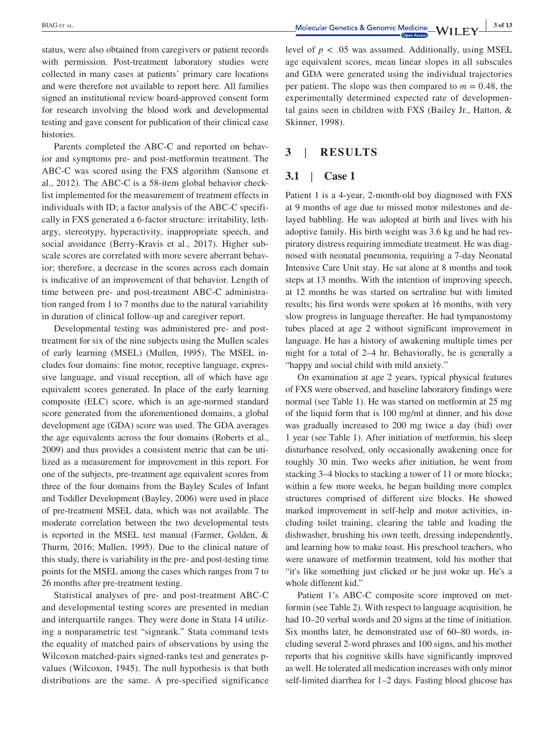status, were also obtained from caregivers or patient records with permission. Post-treatment laboratory studies were collected in many cases at patients' primary care locations and were therefore not available to report here. All families signed an institutional review board-approved consent form for research involving the blood work and developmental testing and gave consent for publication of their clinical case histories.

Parents completed the ABC-C and reported on behavior and symptoms pre- and post-metformin treatment. The ABC-C was scored using the FXS algorithm (Sansone et al., 2012). The ABC-C is a 58-item global behavior checklist implemented for the measurement of treatment effects in individuals with ID; a factor analysis of the ABC-C specifically in FXS generated a 6-factor structure: irritability, lethargy, stereotypy, hyperactivity, inappropriate speech, and social avoidance (Berry-Kravis et al., 2017). Higher subscale scores are correlated with more severe aberrant behavior; therefore, a decrease in the scores across each domain is indicative of an improvement of that behavior. Length of time between pre- and post-treatment ABC-C administration ranged from 1 to 7 months due to the natural variability in duration of clinical follow-up and caregiver report.

Developmental testing was administered pre- and post-treatment for six of the nine subjects using the Mullen scales of early learning (MSEL) (Mullen, 1995). The MSEL includes four domains: fine motor, receptive language, expressive language, and visual reception, all of which have age equivalent scores generated. In place of the early learning composite (ELC) score, which is an age-normed standard score generated from the aforementioned domains, a global development age (GDA) score was used. The GDA averages the age equivalents across the four domains (Roberts et al., 2009) and thus provides a consistent metric that can be utilized as a measurement for improvement in this report. For one of the subjects, pre-treatment age equivalent scores from three of the four domains from the Bayley Scales of Infant and Toddler Development (Bayley, 2006) were used in place of pre-treatment MSEL data, which was not available. The moderate correlation between the two developmental tests is reported in the MSEL test manual (Farmer, Golden, & Thurm, 2016; Mullen, 1995). Due to the clinical nature of this study, there is variability in the pre- and post-testing time points for the MSEL among the cases which ranges from 7 to 26 months after pre-treatment testing.

Statistical analyses of pre- and post-treatment ABC-C and developmental testing scores are presented in median and interquartile ranges. They were done in Stata 14 utilizing a nonparametric test "signrank." Stata command tests the equality of matched pairs of observations by using the Wilcoxon matched-pairs signed-ranks test and generates p-values (Wilcoxon, 1945). The null hypothesis is that both distributions are the same. A pre-specified significance level of $p < .05$ was assumed. Additionally, using MSEL age equivalent scores, mean linear slopes in all subscales and GDA were generated using the individual trajectories per patient. The slope was then compared to $m = 0.48$, the experimentally determined expected rate of developmental gains seen in children with FXS (Bailey Jr., Hatton, & Skinner, 1998).

## 3 | RESULTS

### 3.1 | Case 1

Patient 1 is a 4-year, 2-month-old boy diagnosed with FXS at 9 months of age due to missed motor milestones and delayed babbling. He was adopted at birth and lives with his adoptive family. His birth weight was 3.6 kg and he had respiratory distress requiring immediate treatment. He was diagnosed with neonatal pneumonia, requiring a 7-day Neonatal Intensive Care Unit stay. He sat alone at 8 months and took steps at 13 months. With the intention of improving speech, at 12 months he was started on sertraline but with limited results; his first words were spoken at 16 months, with very slow progress in language development thereafter. He had tympanostomy tubes placed at age 2 without significant improvement in language. He has a history of awakening multiple times per night for a total of 2–4 hr. Behaviorally, he is generally a "happy and social child with mild anxiety."

On examination at age 2 years, typical physical features of FXS were observed, and baseline laboratory findings were normal (see Table 1). He was started on metformin at 25 mg of the liquid form that is 100 mg/ml at dinner, and his dose was gradually increased to 200 mg twice a day (bid) over 1 year (see Table 1). After initiation of metformin, his sleep disturbance resolved, only occasionally awakening once for roughly 30 min. Two weeks after initiation, he went from stacking 3–4 blocks to stacking a tower of 11 or more blocks; within a few more weeks, he began building more complex structures comprised of different size blocks. He showed marked improvement in self-help and motor activities, including toilet training, clearing the table and loading the dishwasher, brushing his own teeth, dressing independently, and learning how to make toast. His preschool teachers, who were unaware of metformin treatment, told his mother that "it's like something just clicked or he just woke up. He's a whole different kid."

Patient 1's ABC-C composite score improved on metformin (see Table 2). With respect to language acquisition, he had 10–20 verbal words and 20 signs at the time of initiation. Six months later, he demonstrated use of 60–80 words, including several 2-word phrases and 100 signs, and his mother reports that his cognitive skills have significantly improved as well. He tolerated all medication increases with only minor self-limited diarrhea for 1–2 days. Fasting blood glucose has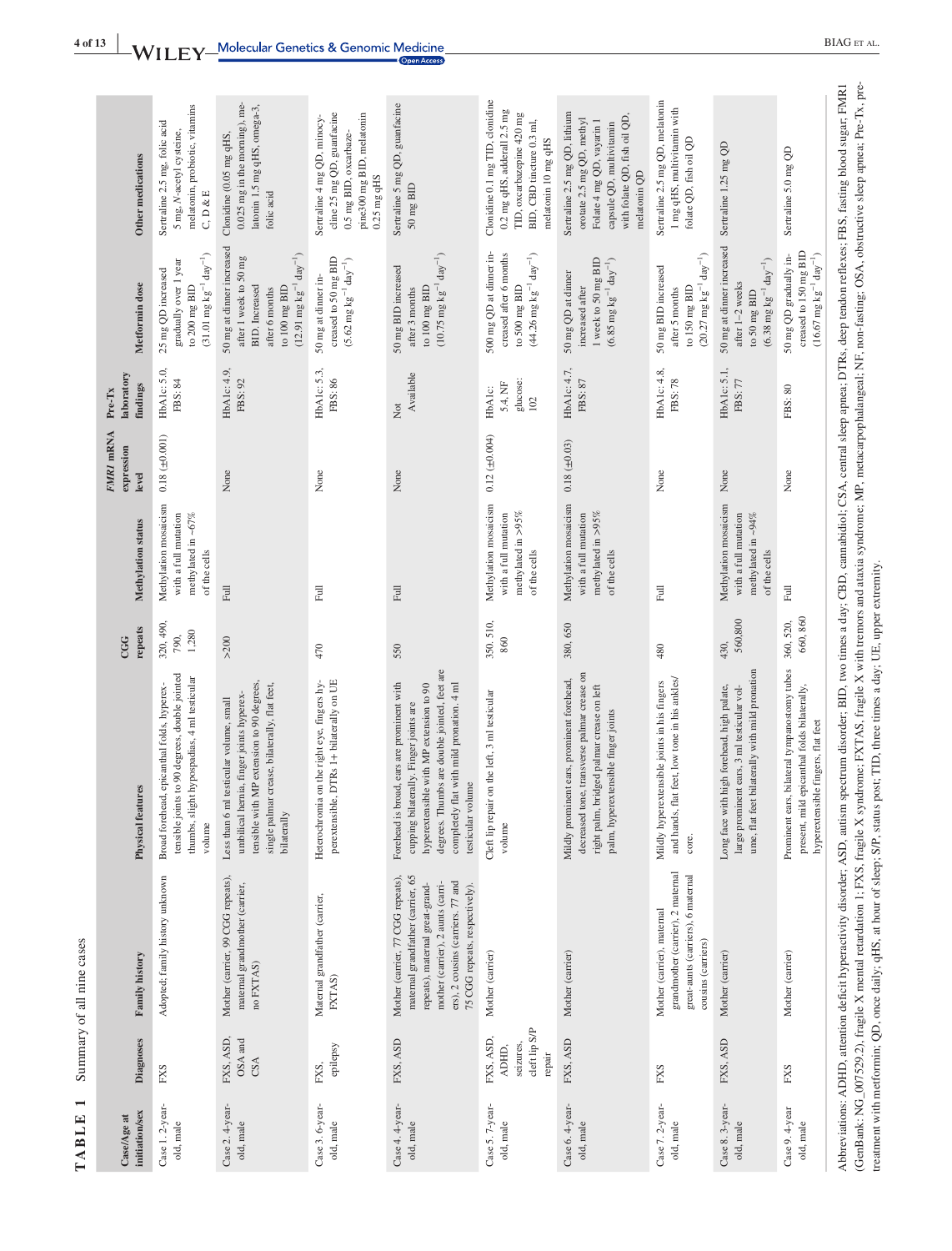**TABLE 1** Summary of all nine cases

| Case/Age at initiation/sex | Diagnoses | Family history | Physical features | CGG repeats | Methylation status | *FMR1* mRNA expression level | Pre-Tx laboratory findings | Metformin dose | Other medications |
|---|---|---|---|---|---|---|---|---|---|
| Case 1. 2-year-old, male | FXS | Adopted; family history unknown | Broad forehead, epicanthal folds, hyperextensible joints to 90 degrees, double jointed thumbs, slight hypospadias, 4 ml testicular volume | 320, 490, 790, 1,280 | Methylation mosaicism with a full mutation methylated in ~67% of the cells | 0.18 (±0.001) | HbA1c: 5.0, FBS: 84 | 25 mg QD increased gradually over 1 year to 200 mg BID (31.01 mg $kg^{-1}$ $day^{-1}$) | Sertraline 2.5 mg, folic acid 5 mg, *N*-acetyl cysteine, melatonin, probiotic, vitamins C, D & E |
| Case 2. 4-year-old, male | FXS, ASD, OSA and CSA | Mother (carrier, 99 CGG repeats), maternal grandmother (carrier, no FXTAS) | Less than 6 ml testicular volume, small umbilical hernia, finger joints hyperextensible with MP extension to 90 degrees, single palmar crease, bilaterally, flat feet, bilaterally | >200 | Full | None | HbA1c: 4.9, FBS: 92 | 50 mg at dinner increased after 1 week to 50 mg BID. Increased after 6 months to 100 mg BID (12.91 mg $kg^{-1}$ $day^{-1}$) | Clonidine (0.05 mg qHS, 0.025 mg in the morning), melatonin 1.5 mg qHS, omega-3, folic acid |
| Case 3. 6-year-old, male | FXS, epilepsy | Maternal grandfather (carrier, FXTAS) | Heterochromia on the right eye, fingers hyperextensible, DTRs 1+ bilaterally on UE | 470 | Full | None | HbA1c: 5.3, FBS: 86 | 50 mg at dinner increased to 50 mg BID (5.62 mg $kg^{-1}$ $day^{-1}$) | Sertraline 4 mg QD, minocycline 25 mg QD, guanfacine 0.5 mg BID, oxcarbazepine300 mg BID, melatonin 0.25 mg qHS |
| Case 4. 4-year-old, male | FXS, ASD | Mother (carrier, 77 CGG repeats), maternal grandfather (carrier, 65 repeats), maternal great-grandmother (carrier), 2 aunts (carriers), 2 cousins (carriers. 77 and 75 CGG repeats, respectively). | Forehead is broad, ears are prominent with cupping bilaterally. Finger joints are hyperextensible with MP extension to 90 degrees. Thumbs are double jointed, feet are completely flat with mild pronation. 4 ml testicular volume | 550 | Full | None | Not Available | 50 mg BID increased after 3 months to 100 mg BID (10.75 mg $kg^{-1}$ $day^{-1}$) | Sertraline 5 mg QD, guanfacine 50 mg BID |
| Case 5. 7-year-old, male | FXS, ASD, ADHD, seizures, cleft lip S/P repair | Mother (carrier) | Cleft lip repair on the left, 3 ml testicular volume | 350, 510, 860 | Methylation mosaicism with a full mutation methylated in >95% of the cells | 0.12 (±0.004) | HbA1c: 5.4, NF glucose: 102 | 500 mg QD at dinner increased after 6 months to 500 mg BID (44.26 mg $kg^{-1}$ $day^{-1}$) | Clonidine 0.1 mg TID, clonidine 0.2 mg qHS, adderall 2.5 mg TID, oxcarbazepine 420 mg BID, CBD tincture 0.3 ml, melatonin 10 mg qHS |
| Case 6. 4-year-old, male | FXS, ASD | Mother (carrier) | Mildly prominent ears, prominent forehead, decreased tone, transverse palmar crease on right palm, bridged palmar crease on left palm, hyperextensible finger joints | 380, 650 | Methylation mosaicism with a full mutation methylated in >95% of the cells | 0.18 (±0.03) | HbA1c: 4.7, FBS: 87 | 50 mg QD at dinner increased after 1 week to 50 mg BID (6.85 mg $kg^{-1}$ $day^{-1}$) | Sertraline 2.5 mg QD, lithium orotate 2.5 mg QD, methyl Folate 4 mg QD, vayarin 1 capsule QD, multivitamin with folate QD, fish oil QD, melatonin QD |
| Case 7. 2-year-old, male | FXS | Mother (carrier), maternal grandmother (carrier), 2 maternal great-aunts (carriers), 6 maternal cousins (carriers) | Mildly hyperextensible joints in his fingers and hands, flat feet, low tone in his ankles/core. | 480 | Full | None | HbA1c: 4.8, FBS: 78 | 50 mg BID increased after 5 months to 150 mg BID (20.27 mg $kg^{-1}$ $day^{-1}$) | Sertraline 2.5 mg QD, melatonin 1 mg qHS, multivitamin with folate QD, fish oil QD |
| Case 8. 3-year-old, male | FXS, ASD | Mother (carrier) | Long face with high forehead, high palate, large prominent ears, 3 ml testicular volume, flat feet bilaterally with mild pronation | 430, 560,800 | Methylation mosaicism with a full mutation methylated in ~94% of the cells | None | HbA1c: 5.1, FBS: 77 | 50 mg at dinner increased after 1–2 weeks to 50 mg BID (6.38 mg $kg^{-1}$ $day^{-1}$) | Sertraline 1.25 mg QD |
| Case 9. 4-year old, male | FXS | Mother (carrier) | Prominent ears, bilateral tympanostomy tubes present, mild epicanthal folds bilaterally, hyperextensible fingers, flat feet | 360, 520, 660, 860 | Full | None | FBS: 80 | 50 mg QD gradually increased to 150 mg BID (16.67 mg $kg^{-1}$ $day^{-1}$) | Sertraline 5.0 mg QD |

Abbreviations: ADHD, attention deficit hyperactivity disorder; ASD, autism spectrum disorder; BID, two times a day; CBD, cannabidiol; CSA, central sleep apnea; DTRs, deep tendon reflexes; FBS, fasting blood sugar; FMR1 (GenBank: NG_007529.2), fragile X mental retardation 1; FXS, fragile X syndrome; FXTAS, fragile X with tremors and ataxia syndrome; MP, metacarpophalangeal; NF, non-fasting; OSA, obstructive sleep apnea; Pre-Tx, pretreatment with metformin; QD, once daily; qHS, at hour of sleep; S/P, status post; TID, three times a day; UE, upper extremity.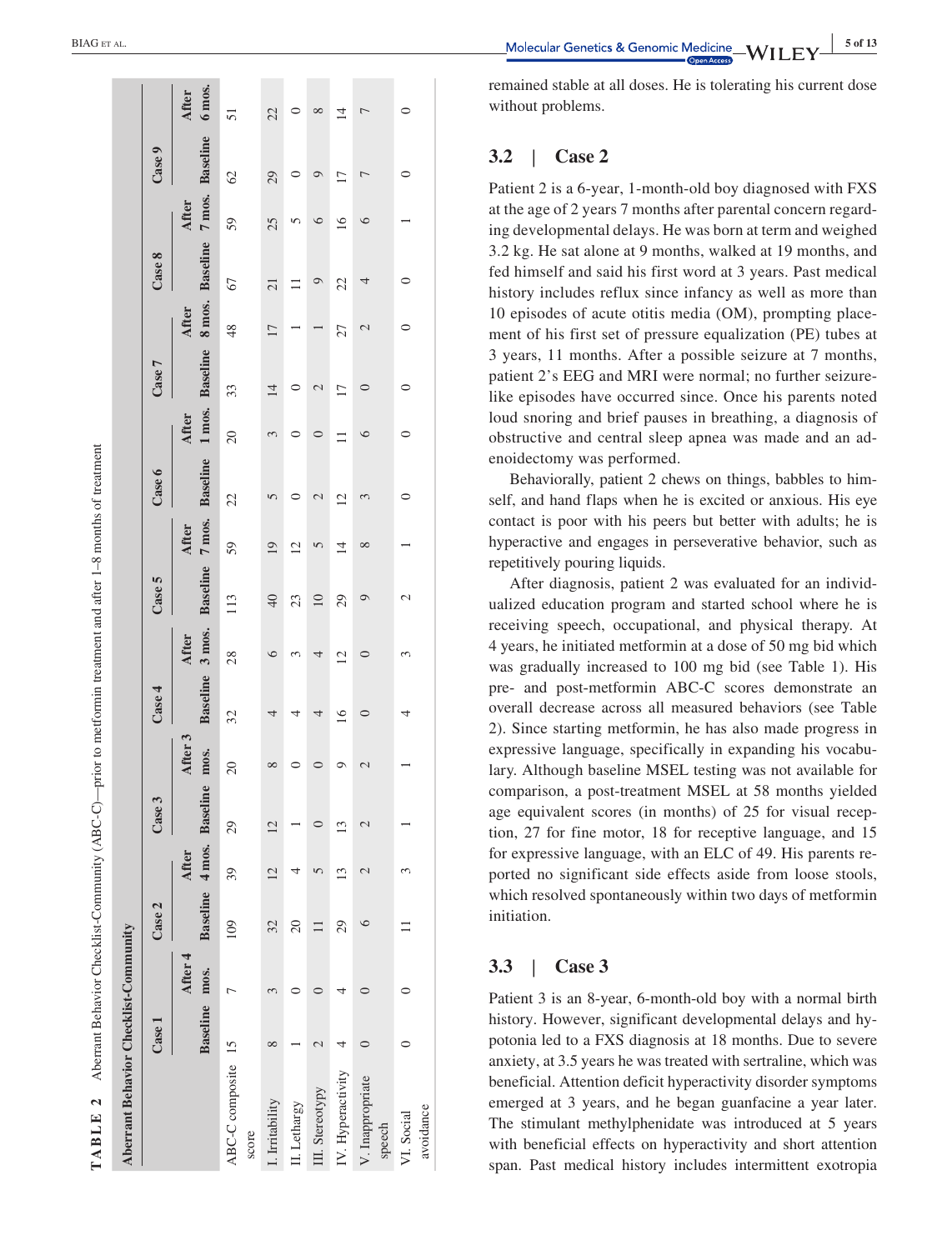**TABLE 2** Aberrant Behavior Checklist-Community (ABC-C)—prior to metformin treatment and after 1–8 months of treatment

| Aberrant Behavior Checklist-Community | Case 1 | | Case 2 | | Case 3 | | Case 4 | | Case 5 | | Case 6 | | Case 7 | | Case 8 | | Case 9 | |
|---|---|---|---|---|---|---|---|---|---|---|---|---|---|---|---|---|---|---|
| | Baseline | After 4 mos. | Baseline | After 4 mos. | Baseline | After 3 mos. | Baseline | After 3 mos. | Baseline | After 7 mos. | Baseline | After 1 mos. | Baseline | After 8 mos. | Baseline | After 7 mos. | Baseline | After 6 mos. |
| ABC-C composite score | 15 | 7 | 109 | 39 | 29 | 20 | 32 | 28 | 113 | 59 | 22 | 20 | 33 | 48 | 67 | 59 | 62 | 51 |
| I. Irritability | 8 | 3 | 32 | 12 | 12 | 8 | 4 | 6 | 40 | 19 | 5 | 3 | 14 | 17 | 21 | 25 | 29 | 22 |
| II. Lethargy | 1 | 0 | 20 | 4 | 1 | 0 | 4 | 3 | 23 | 12 | 0 | 0 | 0 | 1 | 11 | 5 | 0 | 0 |
| III. Stereotypy | 2 | 0 | 11 | 5 | 0 | 0 | 4 | 4 | 10 | 5 | 2 | 0 | 2 | 1 | 9 | 6 | 9 | 8 |
| IV. Hyperactivity | 4 | 4 | 29 | 13 | 13 | 9 | 16 | 12 | 29 | 14 | 12 | 11 | 17 | 27 | 22 | 16 | 17 | 14 |
| V. Inappropriate speech | 0 | 0 | 6 | 2 | 2 | 2 | 0 | 0 | 9 | 8 | 3 | 6 | 0 | 2 | 4 | 6 | 7 | 7 |
| VI. Social avoidance | 0 | 0 | 11 | 3 | 1 | 1 | 4 | 3 | 2 | 1 | 0 | 0 | 0 | 0 | 0 | 1 | 0 | 0 |

remained stable at all doses. He is tolerating his current dose without problems.

### 3.2 | Case 2

Patient 2 is a 6-year, 1-month-old boy diagnosed with FXS at the age of 2 years 7 months after parental concern regarding developmental delays. He was born at term and weighed 3.2 kg. He sat alone at 9 months, walked at 19 months, and fed himself and said his first word at 3 years. Past medical history includes reflux since infancy as well as more than 10 episodes of acute otitis media (OM), prompting placement of his first set of pressure equalization (PE) tubes at 3 years, 11 months. After a possible seizure at 7 months, patient 2's EEG and MRI were normal; no further seizure-like episodes have occurred since. Once his parents noted loud snoring and brief pauses in breathing, a diagnosis of obstructive and central sleep apnea was made and an adenoidectomy was performed.

Behaviorally, patient 2 chews on things, babbles to himself, and hand flaps when he is excited or anxious. His eye contact is poor with his peers but better with adults; he is hyperactive and engages in perseverative behavior, such as repetitively pouring liquids.

After diagnosis, patient 2 was evaluated for an individualized education program and started school where he is receiving speech, occupational, and physical therapy. At 4 years, he initiated metformin at a dose of 50 mg bid which was gradually increased to 100 mg bid (see Table 1). His pre- and post-metformin ABC-C scores demonstrate an overall decrease across all measured behaviors (see Table 2). Since starting metformin, he has also made progress in expressive language, specifically in expanding his vocabulary. Although baseline MSEL testing was not available for comparison, a post-treatment MSEL at 58 months yielded age equivalent scores (in months) of 25 for visual reception, 27 for fine motor, 18 for receptive language, and 15 for expressive language, with an ELC of 49. His parents reported no significant side effects aside from loose stools, which resolved spontaneously within two days of metformin initiation.

### 3.3 | Case 3

Patient 3 is an 8-year, 6-month-old boy with a normal birth history. However, significant developmental delays and hypotonia led to a FXS diagnosis at 18 months. Due to severe anxiety, at 3.5 years he was treated with sertraline, which was beneficial. Attention deficit hyperactivity disorder symptoms emerged at 3 years, and he began guanfacine a year later. The stimulant methylphenidate was introduced at 5 years with beneficial effects on hyperactivity and short attention span. Past medical history includes intermittent exotropia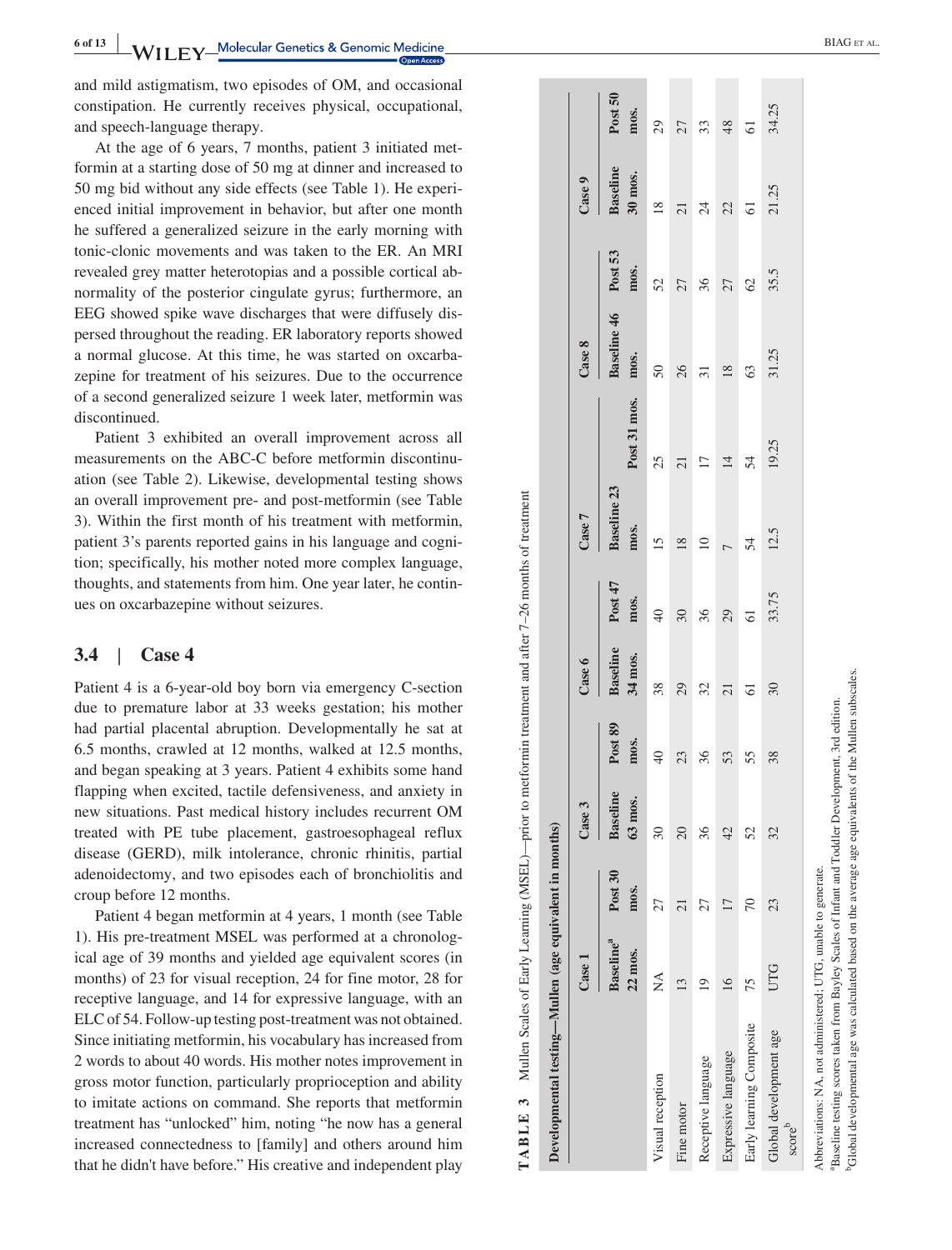and mild astigmatism, two episodes of OM, and occasional constipation. He currently receives physical, occupational, and speech-language therapy.

At the age of 6 years, 7 months, patient 3 initiated metformin at a starting dose of 50 mg at dinner and increased to 50 mg bid without any side effects (see Table 1). He experienced initial improvement in behavior, but after one month he suffered a generalized seizure in the early morning with tonic-clonic movements and was taken to the ER. An MRI revealed grey matter heterotopias and a possible cortical abnormality of the posterior cingulate gyrus; furthermore, an EEG showed spike wave discharges that were diffusely dispersed throughout the reading. ER laboratory reports showed a normal glucose. At this time, he was started on oxcarbazepine for treatment of his seizures. Due to the occurrence of a second generalized seizure 1 week later, metformin was discontinued.

Patient 3 exhibited an overall improvement across all measurements on the ABC-C before metformin discontinuation (see Table 2). Likewise, developmental testing shows an overall improvement pre- and post-metformin (see Table 3). Within the first month of his treatment with metformin, patient 3's parents reported gains in his language and cognition; specifically, his mother noted more complex language, thoughts, and statements from him. One year later, he continues on oxcarbazepine without seizures.

### 3.4 | Case 4

Patient 4 is a 6-year-old boy born via emergency C-section due to premature labor at 33 weeks gestation; his mother had partial placental abruption. Developmentally he sat at 6.5 months, crawled at 12 months, walked at 12.5 months, and began speaking at 3 years. Patient 4 exhibits some hand flapping when excited, tactile defensiveness, and anxiety in new situations. Past medical history includes recurrent OM treated with PE tube placement, gastroesophageal reflux disease (GERD), milk intolerance, chronic rhinitis, partial adenoidectomy, and two episodes each of bronchiolitis and croup before 12 months.

Patient 4 began metformin at 4 years, 1 month (see Table 1). His pre-treatment MSEL was performed at a chronological age of 39 months and yielded age equivalent scores (in months) of 23 for visual reception, 24 for fine motor, 28 for receptive language, and 14 for expressive language, with an ELC of 54. Follow-up testing post-treatment was not obtained. Since initiating metformin, his vocabulary has increased from 2 words to about 40 words. His mother notes improvement in gross motor function, particularly proprioception and ability to imitate actions on command. She reports that metformin treatment has "unlocked" him, noting "he now has a general increased connectedness to [family] and others around him that he didn't have before." His creative and independent play

**TABLE 3** Mullen Scales of Early Learning (MSEL)—prior to metformin treatment and after 7–26 months of treatment

| Developmental testing—Mullen (age equivalent in months) | Case 1 | | Case 3 | | Case 6 | | Case 7 | | Case 8 | | Case 9 | |
|---|---|---|---|---|---|---|---|---|---|---|---|---|
| | Baseline[a] 22 mos. | Post 30 mos. | Baseline 63 mos. | Post 89 mos. | Baseline 34 mos. | Post 47 mos. | Baseline 23 mos. | Post 31 mos. | Baseline 46 mos. | Post 53 mos. | Baseline 30 mos. | Post 50 mos. |
| Visual reception | NA | 27 | 30 | 40 | 38 | 40 | 15 | 25 | 50 | 52 | 18 | 29 |
| Fine motor | 13 | 21 | 20 | 23 | 29 | 30 | 18 | 21 | 26 | 27 | 21 | 27 |
| Receptive language | 19 | 27 | 36 | 36 | 32 | 36 | 10 | 17 | 31 | 36 | 24 | 33 |
| Expressive language | 16 | 17 | 42 | 53 | 21 | 29 | 7 | 14 | 18 | 27 | 22 | 48 |
| Early learning Composite | 75 | 70 | 52 | 55 | 61 | 61 | 54 | 54 | 63 | 62 | 61 | 61 |
| Global development age score[b] | UTG | 23 | 32 | 38 | 30 | 33.75 | 12.5 | 19.25 | 31.25 | 35.5 | 21.25 | 34.25 |

Abbreviations: NA, not administered; UTG, unable to generate.

[a]Baseline testing scores taken from Bayley Scales of Infant and Toddler Development, 3rd edition.

[b]Global developmental age was calculated based on the average age equivalents of the Mullen subscales.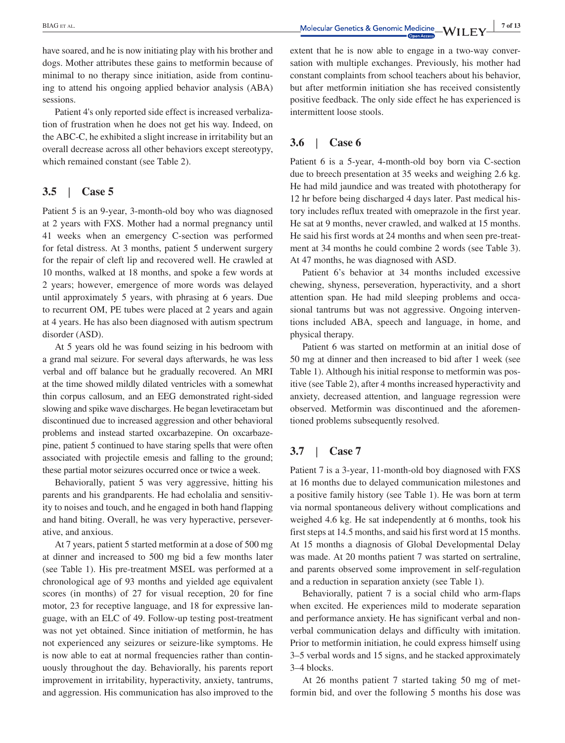have soared, and he is now initiating play with his brother and dogs. Mother attributes these gains to metformin because of minimal to no therapy since initiation, aside from continuing to attend his ongoing applied behavior analysis (ABA) sessions.

Patient 4's only reported side effect is increased verbalization of frustration when he does not get his way. Indeed, on the ABC-C, he exhibited a slight increase in irritability but an overall decrease across all other behaviors except stereotypy, which remained constant (see Table 2).

### 3.5 | Case 5

Patient 5 is an 9-year, 3-month-old boy who was diagnosed at 2 years with FXS. Mother had a normal pregnancy until 41 weeks when an emergency C-section was performed for fetal distress. At 3 months, patient 5 underwent surgery for the repair of cleft lip and recovered well. He crawled at 10 months, walked at 18 months, and spoke a few words at 2 years; however, emergence of more words was delayed until approximately 5 years, with phrasing at 6 years. Due to recurrent OM, PE tubes were placed at 2 years and again at 4 years. He has also been diagnosed with autism spectrum disorder (ASD).

At 5 years old he was found seizing in his bedroom with a grand mal seizure. For several days afterwards, he was less verbal and off balance but he gradually recovered. An MRI at the time showed mildly dilated ventricles with a somewhat thin corpus callosum, and an EEG demonstrated right-sided slowing and spike wave discharges. He began levetiracetam but discontinued due to increased aggression and other behavioral problems and instead started oxcarbazepine. On oxcarbazepine, patient 5 continued to have staring spells that were often associated with projectile emesis and falling to the ground; these partial motor seizures occurred once or twice a week.

Behaviorally, patient 5 was very aggressive, hitting his parents and his grandparents. He had echolalia and sensitivity to noises and touch, and he engaged in both hand flapping and hand biting. Overall, he was very hyperactive, perseverative, and anxious.

At 7 years, patient 5 started metformin at a dose of 500 mg at dinner and increased to 500 mg bid a few months later (see Table 1). His pre-treatment MSEL was performed at a chronological age of 93 months and yielded age equivalent scores (in months) of 27 for visual reception, 20 for fine motor, 23 for receptive language, and 18 for expressive language, with an ELC of 49. Follow-up testing post-treatment was not yet obtained. Since initiation of metformin, he has not experienced any seizures or seizure-like symptoms. He is now able to eat at normal frequencies rather than continuously throughout the day. Behaviorally, his parents report improvement in irritability, hyperactivity, anxiety, tantrums, and aggression. His communication has also improved to the extent that he is now able to engage in a two-way conversation with multiple exchanges. Previously, his mother had constant complaints from school teachers about his behavior, but after metformin initiation she has received consistently positive feedback. The only side effect he has experienced is intermittent loose stools.

### 3.6 | Case 6

Patient 6 is a 5-year, 4-month-old boy born via C-section due to breech presentation at 35 weeks and weighing 2.6 kg. He had mild jaundice and was treated with phototherapy for 12 hr before being discharged 4 days later. Past medical history includes reflux treated with omeprazole in the first year. He sat at 9 months, never crawled, and walked at 15 months. He said his first words at 24 months and when seen pre-treatment at 34 months he could combine 2 words (see Table 3). At 47 months, he was diagnosed with ASD.

Patient 6's behavior at 34 months included excessive chewing, shyness, perseveration, hyperactivity, and a short attention span. He had mild sleeping problems and occasional tantrums but was not aggressive. Ongoing interventions included ABA, speech and language, in home, and physical therapy.

Patient 6 was started on metformin at an initial dose of 50 mg at dinner and then increased to bid after 1 week (see Table 1). Although his initial response to metformin was positive (see Table 2), after 4 months increased hyperactivity and anxiety, decreased attention, and language regression were observed. Metformin was discontinued and the aforementioned problems subsequently resolved.

### 3.7 | Case 7

Patient 7 is a 3-year, 11-month-old boy diagnosed with FXS at 16 months due to delayed communication milestones and a positive family history (see Table 1). He was born at term via normal spontaneous delivery without complications and weighed 4.6 kg. He sat independently at 6 months, took his first steps at 14.5 months, and said his first word at 15 months. At 15 months a diagnosis of Global Developmental Delay was made. At 20 months patient 7 was started on sertraline, and parents observed some improvement in self-regulation and a reduction in separation anxiety (see Table 1).

Behaviorally, patient 7 is a social child who arm-flaps when excited. He experiences mild to moderate separation and performance anxiety. He has significant verbal and nonverbal communication delays and difficulty with imitation. Prior to metformin initiation, he could express himself using 3–5 verbal words and 15 signs, and he stacked approximately 3–4 blocks.

At 26 months patient 7 started taking 50 mg of metformin bid, and over the following 5 months his dose was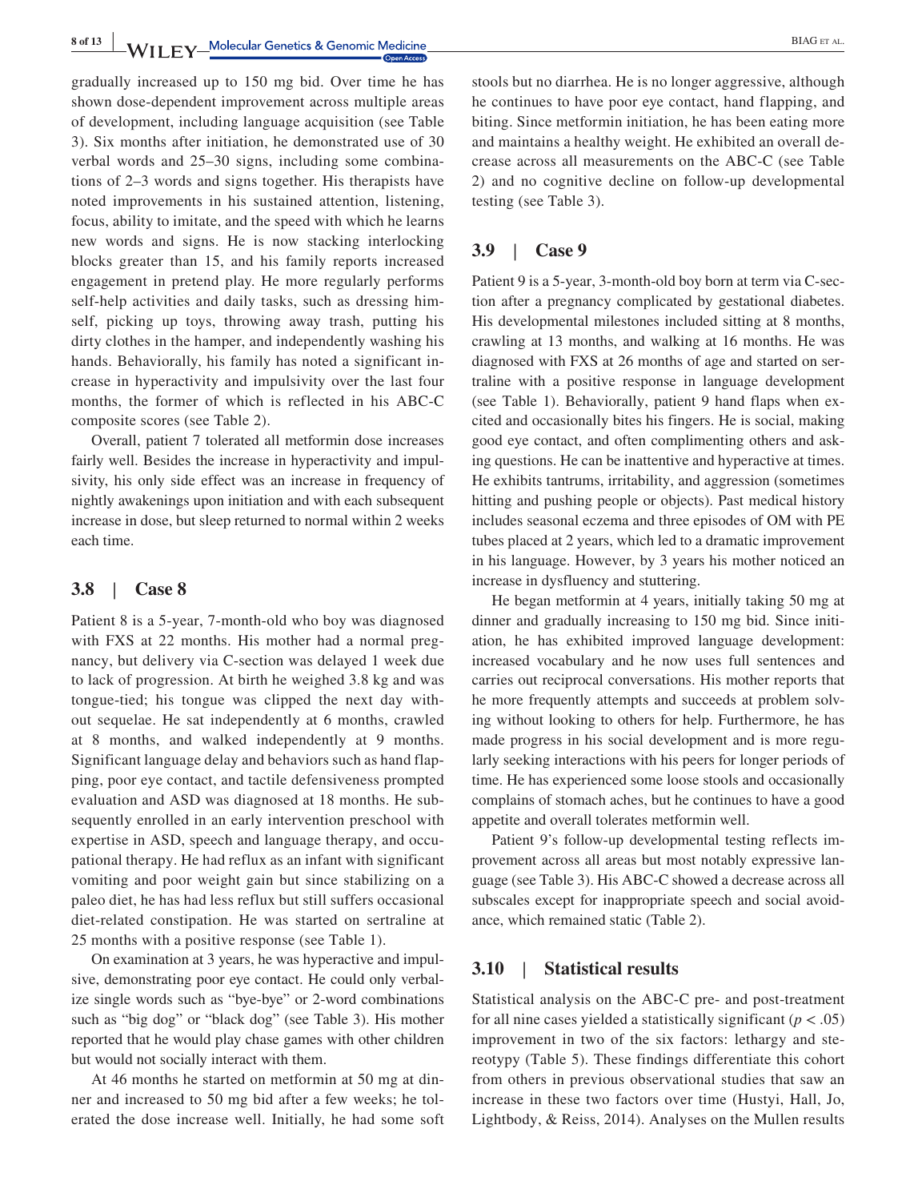gradually increased up to 150 mg bid. Over time he has shown dose-dependent improvement across multiple areas of development, including language acquisition (see Table 3). Six months after initiation, he demonstrated use of 30 verbal words and 25–30 signs, including some combinations of 2–3 words and signs together. His therapists have noted improvements in his sustained attention, listening, focus, ability to imitate, and the speed with which he learns new words and signs. He is now stacking interlocking blocks greater than 15, and his family reports increased engagement in pretend play. He more regularly performs self-help activities and daily tasks, such as dressing himself, picking up toys, throwing away trash, putting his dirty clothes in the hamper, and independently washing his hands. Behaviorally, his family has noted a significant increase in hyperactivity and impulsivity over the last four months, the former of which is reflected in his ABC-C composite scores (see Table 2).

Overall, patient 7 tolerated all metformin dose increases fairly well. Besides the increase in hyperactivity and impulsivity, his only side effect was an increase in frequency of nightly awakenings upon initiation and with each subsequent increase in dose, but sleep returned to normal within 2 weeks each time.

## 3.8 | Case 8

Patient 8 is a 5-year, 7-month-old who boy was diagnosed with FXS at 22 months. His mother had a normal pregnancy, but delivery via C-section was delayed 1 week due to lack of progression. At birth he weighed 3.8 kg and was tongue-tied; his tongue was clipped the next day without sequelae. He sat independently at 6 months, crawled at 8 months, and walked independently at 9 months. Significant language delay and behaviors such as hand flapping, poor eye contact, and tactile defensiveness prompted evaluation and ASD was diagnosed at 18 months. He subsequently enrolled in an early intervention preschool with expertise in ASD, speech and language therapy, and occupational therapy. He had reflux as an infant with significant vomiting and poor weight gain but since stabilizing on a paleo diet, he has had less reflux but still suffers occasional diet-related constipation. He was started on sertraline at 25 months with a positive response (see Table 1).

On examination at 3 years, he was hyperactive and impulsive, demonstrating poor eye contact. He could only verbalize single words such as "bye-bye" or 2-word combinations such as "big dog" or "black dog" (see Table 3). His mother reported that he would play chase games with other children but would not socially interact with them.

At 46 months he started on metformin at 50 mg at dinner and increased to 50 mg bid after a few weeks; he tolerated the dose increase well. Initially, he had some soft stools but no diarrhea. He is no longer aggressive, although he continues to have poor eye contact, hand flapping, and biting. Since metformin initiation, he has been eating more and maintains a healthy weight. He exhibited an overall decrease across all measurements on the ABC-C (see Table 2) and no cognitive decline on follow-up developmental testing (see Table 3).

## 3.9 | Case 9

Patient 9 is a 5-year, 3-month-old boy born at term via C-section after a pregnancy complicated by gestational diabetes. His developmental milestones included sitting at 8 months, crawling at 13 months, and walking at 16 months. He was diagnosed with FXS at 26 months of age and started on sertraline with a positive response in language development (see Table 1). Behaviorally, patient 9 hand flaps when excited and occasionally bites his fingers. He is social, making good eye contact, and often complimenting others and asking questions. He can be inattentive and hyperactive at times. He exhibits tantrums, irritability, and aggression (sometimes hitting and pushing people or objects). Past medical history includes seasonal eczema and three episodes of OM with PE tubes placed at 2 years, which led to a dramatic improvement in his language. However, by 3 years his mother noticed an increase in dysfluency and stuttering.

He began metformin at 4 years, initially taking 50 mg at dinner and gradually increasing to 150 mg bid. Since initiation, he has exhibited improved language development: increased vocabulary and he now uses full sentences and carries out reciprocal conversations. His mother reports that he more frequently attempts and succeeds at problem solving without looking to others for help. Furthermore, he has made progress in his social development and is more regularly seeking interactions with his peers for longer periods of time. He has experienced some loose stools and occasionally complains of stomach aches, but he continues to have a good appetite and overall tolerates metformin well.

Patient 9's follow-up developmental testing reflects improvement across all areas but most notably expressive language (see Table 3). His ABC-C showed a decrease across all subscales except for inappropriate speech and social avoidance, which remained static (Table 2).

## 3.10 | Statistical results

Statistical analysis on the ABC-C pre- and post-treatment for all nine cases yielded a statistically significant ($p < .05$) improvement in two of the six factors: lethargy and stereotypy (Table 5). These findings differentiate this cohort from others in previous observational studies that saw an increase in these two factors over time (Hustyi, Hall, Jo, Lightbody, & Reiss, 2014). Analyses on the Mullen results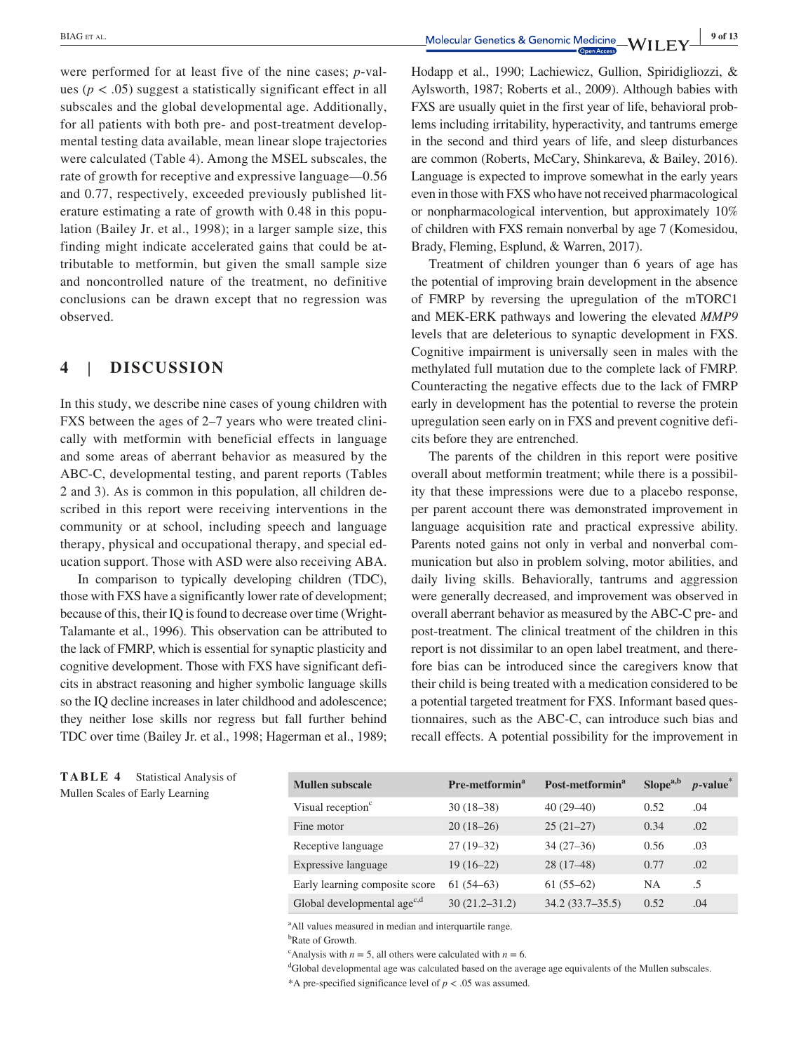were performed for at least five of the nine cases; *p*-values ($p < .05$) suggest a statistically significant effect in all subscales and the global developmental age. Additionally, for all patients with both pre- and post-treatment developmental testing data available, mean linear slope trajectories were calculated (Table 4). Among the MSEL subscales, the rate of growth for receptive and expressive language—0.56 and 0.77, respectively, exceeded previously published literature estimating a rate of growth with 0.48 in this population (Bailey Jr. et al., 1998); in a larger sample size, this finding might indicate accelerated gains that could be attributable to metformin, but given the small sample size and noncontrolled nature of the treatment, no definitive conclusions can be drawn except that no regression was observed.

## 4 | DISCUSSION

In this study, we describe nine cases of young children with FXS between the ages of 2–7 years who were treated clinically with metformin with beneficial effects in language and some areas of aberrant behavior as measured by the ABC-C, developmental testing, and parent reports (Tables 2 and 3). As is common in this population, all children described in this report were receiving interventions in the community or at school, including speech and language therapy, physical and occupational therapy, and special education support. Those with ASD were also receiving ABA.

In comparison to typically developing children (TDC), those with FXS have a significantly lower rate of development; because of this, their IQ is found to decrease over time (Wright-Talamante et al., 1996). This observation can be attributed to the lack of FMRP, which is essential for synaptic plasticity and cognitive development. Those with FXS have significant deficits in abstract reasoning and higher symbolic language skills so the IQ decline increases in later childhood and adolescence; they neither lose skills nor regress but fall further behind TDC over time (Bailey Jr. et al., 1998; Hagerman et al., 1989; Hodapp et al., 1990; Lachiewicz, Gullion, Spiridigliozzi, & Aylsworth, 1987; Roberts et al., 2009). Although babies with FXS are usually quiet in the first year of life, behavioral problems including irritability, hyperactivity, and tantrums emerge in the second and third years of life, and sleep disturbances are common (Roberts, McCary, Shinkareva, & Bailey, 2016). Language is expected to improve somewhat in the early years even in those with FXS who have not received pharmacological or nonpharmacological intervention, but approximately 10% of children with FXS remain nonverbal by age 7 (Komesidou, Brady, Fleming, Esplund, & Warren, 2017).

Treatment of children younger than 6 years of age has the potential of improving brain development in the absence of FMRP by reversing the upregulation of the mTORC1 and MEK-ERK pathways and lowering the elevated *MMP9* levels that are deleterious to synaptic development in FXS. Cognitive impairment is universally seen in males with the methylated full mutation due to the complete lack of FMRP. Counteracting the negative effects due to the lack of FMRP early in development has the potential to reverse the protein upregulation seen early on in FXS and prevent cognitive deficits before they are entrenched.

The parents of the children in this report were positive overall about metformin treatment; while there is a possibility that these impressions were due to a placebo response, per parent account there was demonstrated improvement in language acquisition rate and practical expressive ability. Parents noted gains not only in verbal and nonverbal communication but also in problem solving, motor abilities, and daily living skills. Behaviorally, tantrums and aggression were generally decreased, and improvement was observed in overall aberrant behavior as measured by the ABC-C pre- and post-treatment. The clinical treatment of the children in this report is not dissimilar to an open label treatment, and therefore bias can be introduced since the caregivers know that their child is being treated with a medication considered to be a potential targeted treatment for FXS. Informant based questionnaires, such as the ABC-C, can introduce such bias and recall effects. A potential possibility for the improvement in

**TABLE 4** Statistical Analysis of Mullen Scales of Early Learning

| Mullen subscale | Pre-metformin[a] | Post-metformin[a] | Slope[a,b] | *p*-value[*] |
|---|---|---|---|---|
| Visual reception[c] | 30 (18–38) | 40 (29–40) | 0.52 | .04 |
| Fine motor | 20 (18–26) | 25 (21–27) | 0.34 | .02 |
| Receptive language | 27 (19–32) | 34 (27–36) | 0.56 | .03 |
| Expressive language | 19 (16–22) | 28 (17–48) | 0.77 | .02 |
| Early learning composite score | 61 (54–63) | 61 (55–62) | NA | .5 |
| Global developmental age[c,d] | 30 (21.2–31.2) | 34.2 (33.7–35.5) | 0.52 | .04 |

[a]All values measured in median and interquartile range.

[b]Rate of Growth.

[c]Analysis with $n = 5$, all others were calculated with $n = 6$.

[d]Global developmental age was calculated based on the average age equivalents of the Mullen subscales.

*A pre-specified significance level of $p < .05$ was assumed.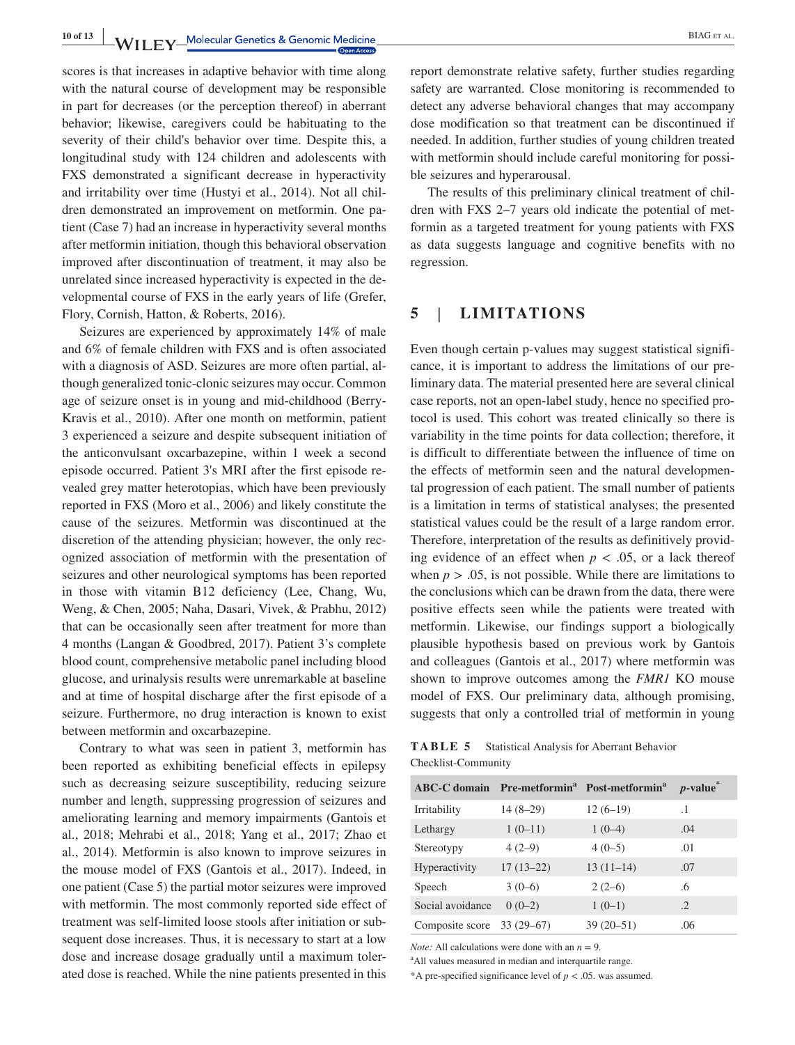scores is that increases in adaptive behavior with time along with the natural course of development may be responsible in part for decreases (or the perception thereof) in aberrant behavior; likewise, caregivers could be habituating to the severity of their child's behavior over time. Despite this, a longitudinal study with 124 children and adolescents with FXS demonstrated a significant decrease in hyperactivity and irritability over time (Hustyi et al., 2014). Not all children demonstrated an improvement on metformin. One patient (Case 7) had an increase in hyperactivity several months after metformin initiation, though this behavioral observation improved after discontinuation of treatment, it may also be unrelated since increased hyperactivity is expected in the developmental course of FXS in the early years of life (Grefer, Flory, Cornish, Hatton, & Roberts, 2016).

Seizures are experienced by approximately 14% of male and 6% of female children with FXS and is often associated with a diagnosis of ASD. Seizures are more often partial, although generalized tonic-clonic seizures may occur. Common age of seizure onset is in young and mid-childhood (Berry-Kravis et al., 2010). After one month on metformin, patient 3 experienced a seizure and despite subsequent initiation of the anticonvulsant oxcarbazepine, within 1 week a second episode occurred. Patient 3's MRI after the first episode revealed grey matter heterotopias, which have been previously reported in FXS (Moro et al., 2006) and likely constitute the cause of the seizures. Metformin was discontinued at the discretion of the attending physician; however, the only recognized association of metformin with the presentation of seizures and other neurological symptoms has been reported in those with vitamin B12 deficiency (Lee, Chang, Wu, Weng, & Chen, 2005; Naha, Dasari, Vivek, & Prabhu, 2012) that can be occasionally seen after treatment for more than 4 months (Langan & Goodbred, 2017). Patient 3's complete blood count, comprehensive metabolic panel including blood glucose, and urinalysis results were unremarkable at baseline and at time of hospital discharge after the first episode of a seizure. Furthermore, no drug interaction is known to exist between metformin and oxcarbazepine.

Contrary to what was seen in patient 3, metformin has been reported as exhibiting beneficial effects in epilepsy such as decreasing seizure susceptibility, reducing seizure number and length, suppressing progression of seizures and ameliorating learning and memory impairments (Gantois et al., 2018; Mehrabi et al., 2018; Yang et al., 2017; Zhao et al., 2014). Metformin is also known to improve seizures in the mouse model of FXS (Gantois et al., 2017). Indeed, in one patient (Case 5) the partial motor seizures were improved with metformin. The most commonly reported side effect of treatment was self-limited loose stools after initiation or subsequent dose increases. Thus, it is necessary to start at a low dose and increase dosage gradually until a maximum tolerated dose is reached. While the nine patients presented in this report demonstrate relative safety, further studies regarding safety are warranted. Close monitoring is recommended to detect any adverse behavioral changes that may accompany dose modification so that treatment can be discontinued if needed. In addition, further studies of young children treated with metformin should include careful monitoring for possible seizures and hyperarousal.

The results of this preliminary clinical treatment of children with FXS 2–7 years old indicate the potential of metformin as a targeted treatment for young patients with FXS as data suggests language and cognitive benefits with no regression.

## 5 | LIMITATIONS

Even though certain p-values may suggest statistical significance, it is important to address the limitations of our preliminary data. The material presented here are several clinical case reports, not an open-label study, hence no specified protocol is used. This cohort was treated clinically so there is variability in the time points for data collection; therefore, it is difficult to differentiate between the influence of time on the effects of metformin seen and the natural developmental progression of each patient. The small number of patients is a limitation in terms of statistical analyses; the presented statistical values could be the result of a large random error. Therefore, interpretation of the results as definitively providing evidence of an effect when $p < .05$, or a lack thereof when $p > .05$, is not possible. While there are limitations to the conclusions which can be drawn from the data, there were positive effects seen while the patients were treated with metformin. Likewise, our findings support a biologically plausible hypothesis based on previous work by Gantois and colleagues (Gantois et al., 2017) where metformin was shown to improve outcomes among the *FMR1* KO mouse model of FXS. Our preliminary data, although promising, suggests that only a controlled trial of metformin in young

**TABLE 5** Statistical Analysis for Aberrant Behavior Checklist-Community

| ABC-C domain | Pre-metformin[a] | Post-metformin[a] | *p*-value* |
|---|---|---|---|
| Irritability | 14 (8–29) | 12 (6–19) | .1 |
| Lethargy | 1 (0–11) | 1 (0–4) | .04 |
| Stereotypy | 4 (2–9) | 4 (0–5) | .01 |
| Hyperactivity | 17 (13–22) | 13 (11–14) | .07 |
| Speech | 3 (0–6) | 2 (2–6) | .6 |
| Social avoidance | 0 (0–2) | 1 (0–1) | .2 |
| Composite score | 33 (29–67) | 39 (20–51) | .06 |

*Note:* All calculations were done with an $n = 9$.

[a]All values measured in median and interquartile range.

*A pre-specified significance level of $p < .05$. was assumed.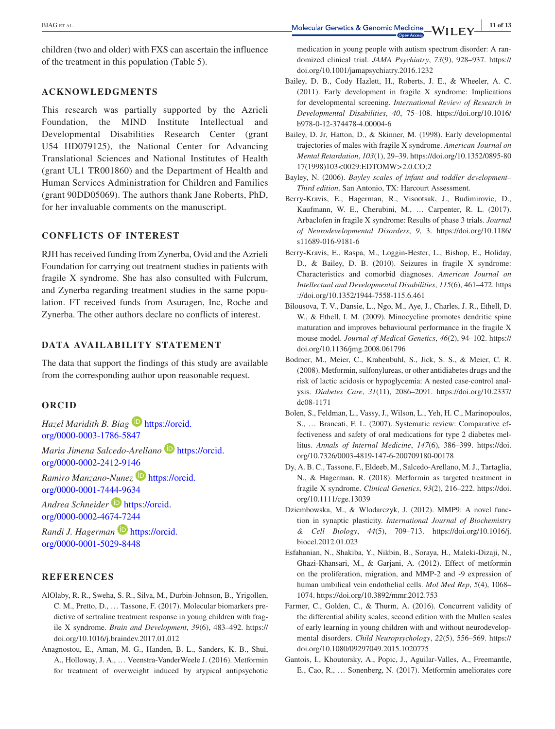children (two and older) with FXS can ascertain the influence of the treatment in this population (Table 5).

## ACKNOWLEDGMENTS

This research was partially supported by the Azrieli Foundation, the MIND Institute Intellectual and Developmental Disabilities Research Center (grant U54 HD079125), the National Center for Advancing Translational Sciences and National Institutes of Health (grant UL1 TR001860) and the Department of Health and Human Services Administration for Children and Families (grant 90DD05069). The authors thank Jane Roberts, PhD, for her invaluable comments on the manuscript.

## CONFLICTS OF INTEREST

RJH has received funding from Zynerba, Ovid and the Azrieli Foundation for carrying out treatment studies in patients with fragile X syndrome. She has also consulted with Fulcrum, and Zynerba regarding treatment studies in the same population. FT received funds from Asuragen, Inc, Roche and Zynerba. The other authors declare no conflicts of interest.

## DATA AVAILABILITY STATEMENT

The data that support the findings of this study are available from the corresponding author upon reasonable request.

## ORCID

*Hazel Maridith B. Biag* https://orcid.org/0000-0003-1786-5847
*Maria Jimena Salcedo-Arellano* https://orcid.org/0000-0002-2412-9146
*Ramiro Manzano-Nunez* https://orcid.org/0000-0001-7444-9634
*Andrea Schneider* https://orcid.org/0000-0002-4674-7244
*Randi J. Hagerman* https://orcid.org/0000-0001-5029-8448

## REFERENCES

AlOlaby, R. R., Sweha, S. R., Silva, M., Durbin-Johnson, B., Yrigollen, C. M., Pretto, D., … Tassone, F. (2017). Molecular biomarkers predictive of sertraline treatment response in young children with fragile X syndrome. *Brain and Development*, *39*(6), 483–492. https://doi.org/10.1016/j.braindev.2017.01.012

Anagnostou, E., Aman, M. G., Handen, B. L., Sanders, K. B., Shui, A., Holloway, J. A., … Veenstra-VanderWeele J. (2016). Metformin for treatment of overweight induced by atypical antipsychotic medication in young people with autism spectrum disorder: A randomized clinical trial. *JAMA Psychiatry*, *73*(9), 928–937. https://doi.org/10.1001/jamapsychiatry.2016.1232

Bailey, D. B., Cody Hazlett, H., Roberts, J. E., & Wheeler, A. C. (2011). Early development in fragile X syndrome: Implications for developmental screening. *International Review of Research in Developmental Disabilities*, *40*, 75–108. https://doi.org/10.1016/b978-0-12-374478-4.00004-6

Bailey, D. Jr, Hatton, D., & Skinner, M. (1998). Early developmental trajectories of males with fragile X syndrome. *American Journal on Mental Retardation*, *103*(1), 29–39. https://doi.org/10.1352/0895-8017(1998)103<0029:EDTOMW>2.0.CO;2

Bayley, N. (2006). *Bayley scales of infant and toddler development–Third edition*. San Antonio, TX: Harcourt Assessment.

Berry-Kravis, E., Hagerman, R., Visootsak, J., Budimirovic, D., Kaufmann, W. E., Cherubini, M., … Carpenter, R. L. (2017). Arbaclofen in fragile X syndrome: Results of phase 3 trials. *Journal of Neurodevelopmental Disorders*, *9*, 3. https://doi.org/10.1186/s11689-016-9181-6

Berry-Kravis, E., Raspa, M., Loggin-Hester, L., Bishop, E., Holiday, D., & Bailey, D. B. (2010). Seizures in fragile X syndrome: Characteristics and comorbid diagnoses. *American Journal on Intellectual and Developmental Disabilities*, *115*(6), 461–472. https://doi.org/10.1352/1944-7558-115.6.461

Bilousova, T. V., Dansie, L., Ngo, M., Aye, J., Charles, J. R., Ethell, D. W., & Ethell, I. M. (2009). Minocycline promotes dendritic spine maturation and improves behavioural performance in the fragile X mouse model. *Journal of Medical Genetics*, *46*(2), 94–102. https://doi.org/10.1136/jmg.2008.061796

Bodmer, M., Meier, C., Krahenbuhl, S., Jick, S. S., & Meier, C. R. (2008). Metformin, sulfonylureas, or other antidiabetes drugs and the risk of lactic acidosis or hypoglycemia: A nested case-control analysis. *Diabetes Care*, *31*(11), 2086–2091. https://doi.org/10.2337/dc08-1171

Bolen, S., Feldman, L., Vassy, J., Wilson, L., Yeh, H. C., Marinopoulos, S., … Brancati, F. L. (2007). Systematic review: Comparative effectiveness and safety of oral medications for type 2 diabetes mellitus. *Annals of Internal Medicine*, *147*(6), 386–399. https://doi.org/10.7326/0003-4819-147-6-200709180-00178

Dy, A. B. C., Tassone, F., Eldeeb, M., Salcedo-Arellano, M. J., Tartaglia, N., & Hagerman, R. (2018). Metformin as targeted treatment in fragile X syndrome. *Clinical Genetics*, *93*(2), 216–222. https://doi.org/10.1111/cge.13039

Dziembowska, M., & Wlodarczyk, J. (2012). MMP9: A novel function in synaptic plasticity. *International Journal of Biochemistry & Cell Biology*, *44*(5), 709–713. https://doi.org/10.1016/j.biocel.2012.01.023

Esfahanian, N., Shakiba, Y., Nikbin, B., Soraya, H., Maleki-Dizaji, N., Ghazi-Khansari, M., & Garjani, A. (2012). Effect of metformin on the proliferation, migration, and MMP-2 and -9 expression of human umbilical vein endothelial cells. *Mol Med Rep*, *5*(4), 1068–1074. https://doi.org/10.3892/mmr.2012.753

Farmer, C., Golden, C., & Thurm, A. (2016). Concurrent validity of the differential ability scales, second edition with the Mullen scales of early learning in young children with and without neurodevelopmental disorders. *Child Neuropsychology*, *22*(5), 556–569. https://doi.org/10.1080/09297049.2015.1020775

Gantois, I., Khoutorsky, A., Popic, J., Aguilar-Valles, A., Freemantle, E., Cao, R., … Sonenberg, N. (2017). Metformin ameliorates core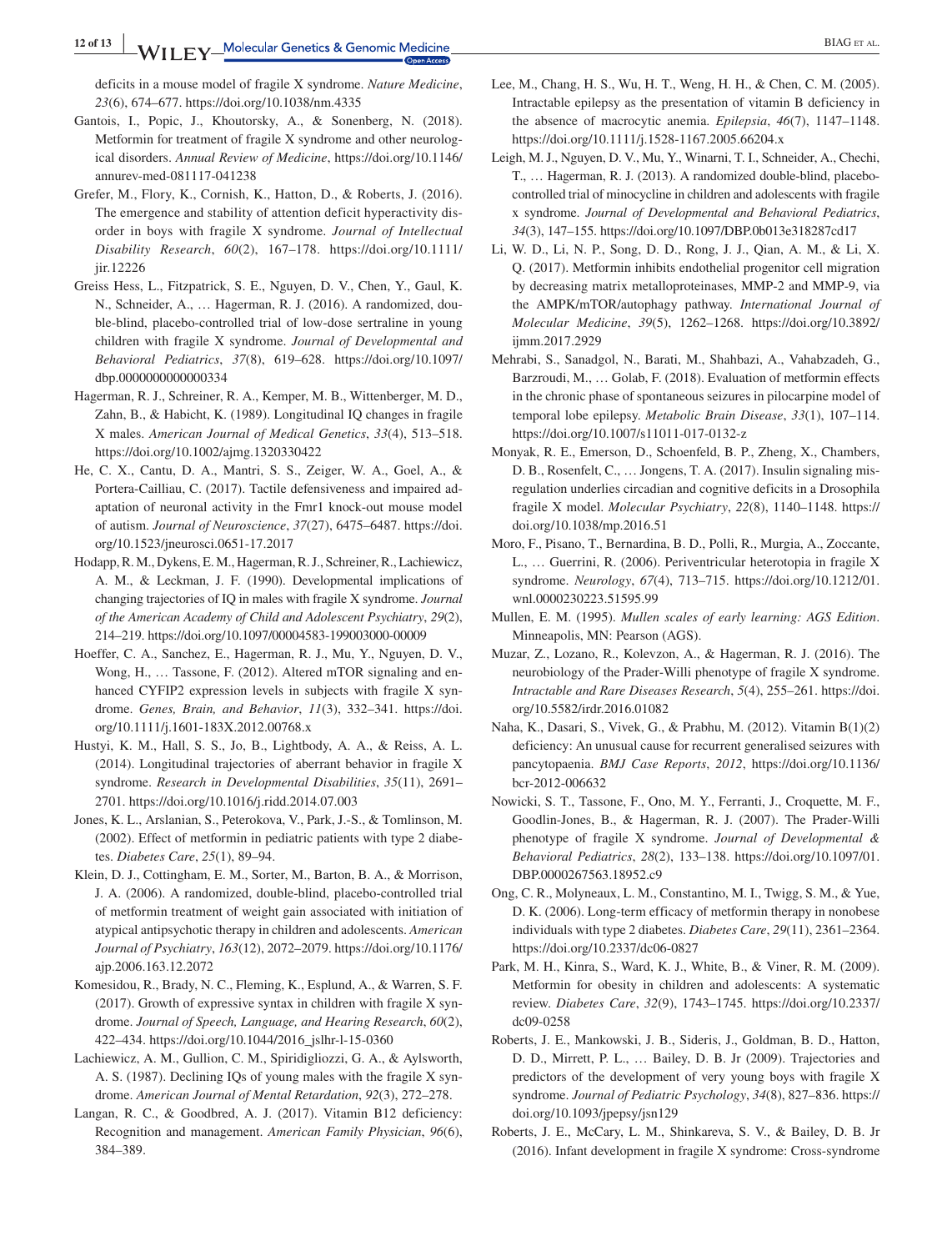deficits in a mouse model of fragile X syndrome. *Nature Medicine*, *23*(6), 674–677. https://doi.org/10.1038/nm.4335

Gantois, I., Popic, J., Khoutorsky, A., & Sonenberg, N. (2018). Metformin for treatment of fragile X syndrome and other neurological disorders. *Annual Review of Medicine*, https://doi.org/10.1146/annurev-med-081117-041238

Grefer, M., Flory, K., Cornish, K., Hatton, D., & Roberts, J. (2016). The emergence and stability of attention deficit hyperactivity disorder in boys with fragile X syndrome. *Journal of Intellectual Disability Research*, *60*(2), 167–178. https://doi.org/10.1111/jir.12226

Greiss Hess, L., Fitzpatrick, S. E., Nguyen, D. V., Chen, Y., Gaul, K. N., Schneider, A., … Hagerman, R. J. (2016). A randomized, double-blind, placebo-controlled trial of low-dose sertraline in young children with fragile X syndrome. *Journal of Developmental and Behavioral Pediatrics*, *37*(8), 619–628. https://doi.org/10.1097/dbp.0000000000000334

Hagerman, R. J., Schreiner, R. A., Kemper, M. B., Wittenberger, M. D., Zahn, B., & Habicht, K. (1989). Longitudinal IQ changes in fragile X males. *American Journal of Medical Genetics*, *33*(4), 513–518. https://doi.org/10.1002/ajmg.1320330422

He, C. X., Cantu, D. A., Mantri, S. S., Zeiger, W. A., Goel, A., & Portera-Cailliau, C. (2017). Tactile defensiveness and impaired adaptation of neuronal activity in the Fmr1 knock-out mouse model of autism. *Journal of Neuroscience*, *37*(27), 6475–6487. https://doi.org/10.1523/jneurosci.0651-17.2017

Hodapp, R. M., Dykens, E. M., Hagerman, R. J., Schreiner, R., Lachiewicz, A. M., & Leckman, J. F. (1990). Developmental implications of changing trajectories of IQ in males with fragile X syndrome. *Journal of the American Academy of Child and Adolescent Psychiatry*, *29*(2), 214–219. https://doi.org/10.1097/00004583-199003000-00009

Hoeffer, C. A., Sanchez, E., Hagerman, R. J., Mu, Y., Nguyen, D. V., Wong, H., … Tassone, F. (2012). Altered mTOR signaling and enhanced CYFIP2 expression levels in subjects with fragile X syndrome. *Genes, Brain, and Behavior*, *11*(3), 332–341. https://doi.org/10.1111/j.1601-183X.2012.00768.x

Hustyi, K. M., Hall, S. S., Jo, B., Lightbody, A. A., & Reiss, A. L. (2014). Longitudinal trajectories of aberrant behavior in fragile X syndrome. *Research in Developmental Disabilities*, *35*(11), 2691–2701. https://doi.org/10.1016/j.ridd.2014.07.003

Jones, K. L., Arslanian, S., Peterokova, V., Park, J.-S., & Tomlinson, M. (2002). Effect of metformin in pediatric patients with type 2 diabetes. *Diabetes Care*, *25*(1), 89–94.

Klein, D. J., Cottingham, E. M., Sorter, M., Barton, B. A., & Morrison, J. A. (2006). A randomized, double-blind, placebo-controlled trial of metformin treatment of weight gain associated with initiation of atypical antipsychotic therapy in children and adolescents. *American Journal of Psychiatry*, *163*(12), 2072–2079. https://doi.org/10.1176/ajp.2006.163.12.2072

Komesidou, R., Brady, N. C., Fleming, K., Esplund, A., & Warren, S. F. (2017). Growth of expressive syntax in children with fragile X syndrome. *Journal of Speech, Language, and Hearing Research*, *60*(2), 422–434. https://doi.org/10.1044/2016_jslhr-l-15-0360

Lachiewicz, A. M., Gullion, C. M., Spiridigliozzi, G. A., & Aylsworth, A. S. (1987). Declining IQs of young males with the fragile X syndrome. *American Journal of Mental Retardation*, *92*(3), 272–278.

Langan, R. C., & Goodbred, A. J. (2017). Vitamin B12 deficiency: Recognition and management. *American Family Physician*, *96*(6), 384–389.

Lee, M., Chang, H. S., Wu, H. T., Weng, H. H., & Chen, C. M. (2005). Intractable epilepsy as the presentation of vitamin B deficiency in the absence of macrocytic anemia. *Epilepsia*, *46*(7), 1147–1148. https://doi.org/10.1111/j.1528-1167.2005.66204.x

Leigh, M. J., Nguyen, D. V., Mu, Y., Winarni, T. I., Schneider, A., Chechi, T., … Hagerman, R. J. (2013). A randomized double-blind, placebo-controlled trial of minocycline in children and adolescents with fragile x syndrome. *Journal of Developmental and Behavioral Pediatrics*, *34*(3), 147–155. https://doi.org/10.1097/DBP.0b013e318287cd17

Li, W. D., Li, N. P., Song, D. D., Rong, J. J., Qian, A. M., & Li, X. Q. (2017). Metformin inhibits endothelial progenitor cell migration by decreasing matrix metalloproteinases, MMP-2 and MMP-9, via the AMPK/mTOR/autophagy pathway. *International Journal of Molecular Medicine*, *39*(5), 1262–1268. https://doi.org/10.3892/ijmm.2017.2929

Mehrabi, S., Sanadgol, N., Barati, M., Shahbazi, A., Vahabzadeh, G., Barzroudi, M., … Golab, F. (2018). Evaluation of metformin effects in the chronic phase of spontaneous seizures in pilocarpine model of temporal lobe epilepsy. *Metabolic Brain Disease*, *33*(1), 107–114. https://doi.org/10.1007/s11011-017-0132-z

Monyak, R. E., Emerson, D., Schoenfeld, B. P., Zheng, X., Chambers, D. B., Rosenfelt, C., … Jongens, T. A. (2017). Insulin signaling misregulation underlies circadian and cognitive deficits in a Drosophila fragile X model. *Molecular Psychiatry*, *22*(8), 1140–1148. https://doi.org/10.1038/mp.2016.51

Moro, F., Pisano, T., Bernardina, B. D., Polli, R., Murgia, A., Zoccante, L., … Guerrini, R. (2006). Periventricular heterotopia in fragile X syndrome. *Neurology*, *67*(4), 713–715. https://doi.org/10.1212/01.wnl.0000230223.51595.99

Mullen, E. M. (1995). *Mullen scales of early learning: AGS Edition*. Minneapolis, MN: Pearson (AGS).

Muzar, Z., Lozano, R., Kolevzon, A., & Hagerman, R. J. (2016). The neurobiology of the Prader-Willi phenotype of fragile X syndrome. *Intractable and Rare Diseases Research*, *5*(4), 255–261. https://doi.org/10.5582/irdr.2016.01082

Naha, K., Dasari, S., Vivek, G., & Prabhu, M. (2012). Vitamin B(1)(2) deficiency: An unusual cause for recurrent generalised seizures with pancytopaenia. *BMJ Case Reports*, *2012*, https://doi.org/10.1136/bcr-2012-006632

Nowicki, S. T., Tassone, F., Ono, M. Y., Ferranti, J., Croquette, M. F., Goodlin-Jones, B., & Hagerman, R. J. (2007). The Prader-Willi phenotype of fragile X syndrome. *Journal of Developmental & Behavioral Pediatrics*, *28*(2), 133–138. https://doi.org/10.1097/01.DBP.0000267563.18952.c9

Ong, C. R., Molyneaux, L. M., Constantino, M. I., Twigg, S. M., & Yue, D. K. (2006). Long-term efficacy of metformin therapy in nonobese individuals with type 2 diabetes. *Diabetes Care*, *29*(11), 2361–2364. https://doi.org/10.2337/dc06-0827

Park, M. H., Kinra, S., Ward, K. J., White, B., & Viner, R. M. (2009). Metformin for obesity in children and adolescents: A systematic review. *Diabetes Care*, *32*(9), 1743–1745. https://doi.org/10.2337/dc09-0258

Roberts, J. E., Mankowski, J. B., Sideris, J., Goldman, B. D., Hatton, D. D., Mirrett, P. L., … Bailey, D. B. Jr (2009). Trajectories and predictors of the development of very young boys with fragile X syndrome. *Journal of Pediatric Psychology*, *34*(8), 827–836. https://doi.org/10.1093/jpepsy/jsn129

Roberts, J. E., McCary, L. M., Shinkareva, S. V., & Bailey, D. B. Jr (2016). Infant development in fragile X syndrome: Cross-syndrome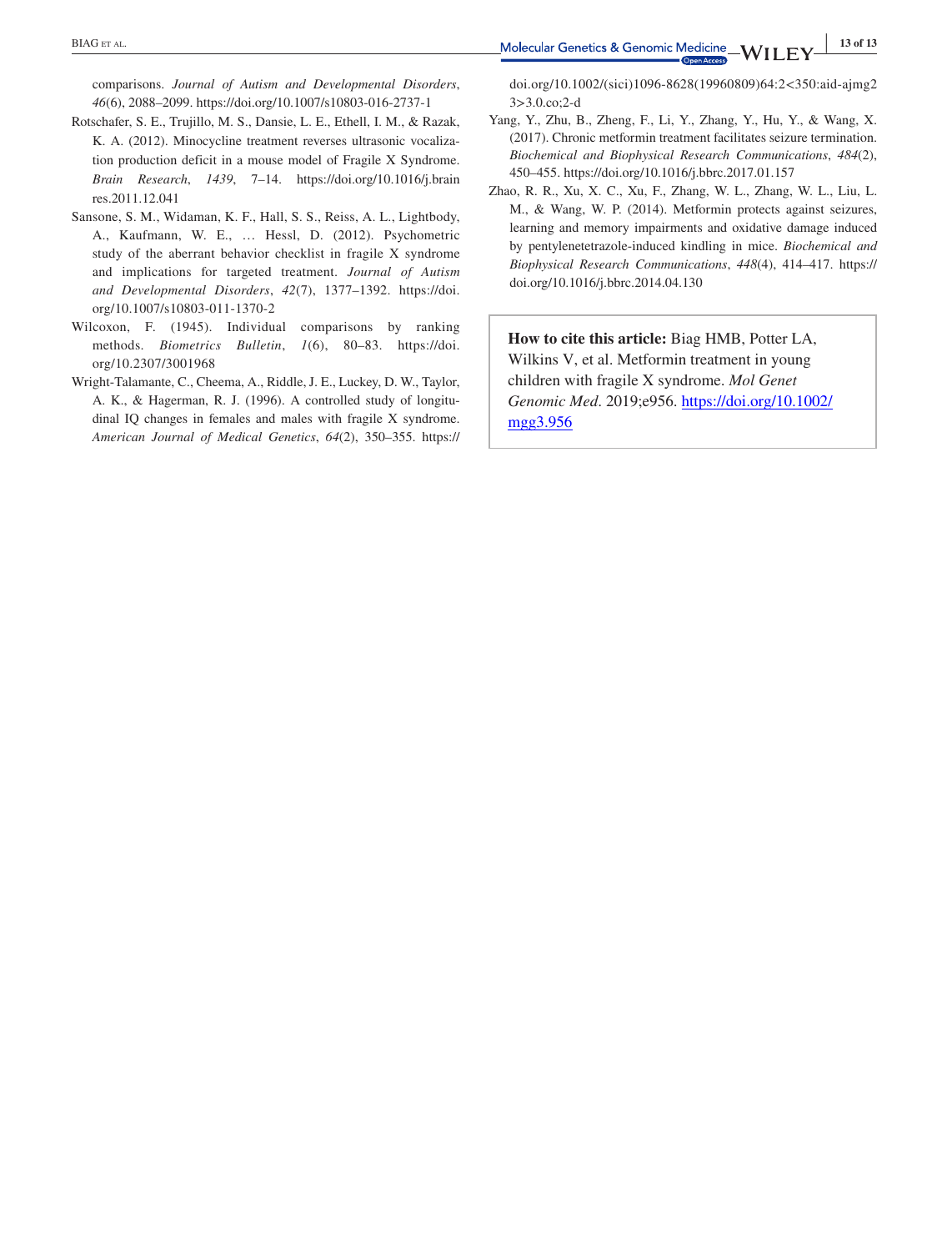comparisons. *Journal of Autism and Developmental Disorders*, *46*(6), 2088–2099. https://doi.org/10.1007/s10803-016-2737-1

Rotschafer, S. E., Trujillo, M. S., Dansie, L. E., Ethell, I. M., & Razak, K. A. (2012). Minocycline treatment reverses ultrasonic vocalization production deficit in a mouse model of Fragile X Syndrome. *Brain Research*, *1439*, 7–14. https://doi.org/10.1016/j.brainres.2011.12.041

Sansone, S. M., Widaman, K. F., Hall, S. S., Reiss, A. L., Lightbody, A., Kaufmann, W. E., … Hessl, D. (2012). Psychometric study of the aberrant behavior checklist in fragile X syndrome and implications for targeted treatment. *Journal of Autism and Developmental Disorders*, *42*(7), 1377–1392. https://doi.org/10.1007/s10803-011-1370-2

Wilcoxon, F. (1945). Individual comparisons by ranking methods. *Biometrics Bulletin*, *1*(6), 80–83. https://doi.org/10.2307/3001968

Wright-Talamante, C., Cheema, A., Riddle, J. E., Luckey, D. W., Taylor, A. K., & Hagerman, R. J. (1996). A controlled study of longitudinal IQ changes in females and males with fragile X syndrome. *American Journal of Medical Genetics*, *64*(2), 350–355. https://doi.org/10.1002/(sici)1096-8628(19960809)64:2<350:aid-ajmg23>3.0.co;2-d

Yang, Y., Zhu, B., Zheng, F., Li, Y., Zhang, Y., Hu, Y., & Wang, X. (2017). Chronic metformin treatment facilitates seizure termination. *Biochemical and Biophysical Research Communications*, *484*(2), 450–455. https://doi.org/10.1016/j.bbrc.2017.01.157

Zhao, R. R., Xu, X. C., Xu, F., Zhang, W. L., Zhang, W. L., Liu, L. M., & Wang, W. P. (2014). Metformin protects against seizures, learning and memory impairments and oxidative damage induced by pentylenetetrazole-induced kindling in mice. *Biochemical and Biophysical Research Communications*, *448*(4), 414–417. https://doi.org/10.1016/j.bbrc.2014.04.130

**How to cite this article:** Biag HMB, Potter LA, Wilkins V, et al. Metformin treatment in young children with fragile X syndrome. *Mol Genet Genomic Med*. 2019;e956. https://doi.org/10.1002/mgg3.956